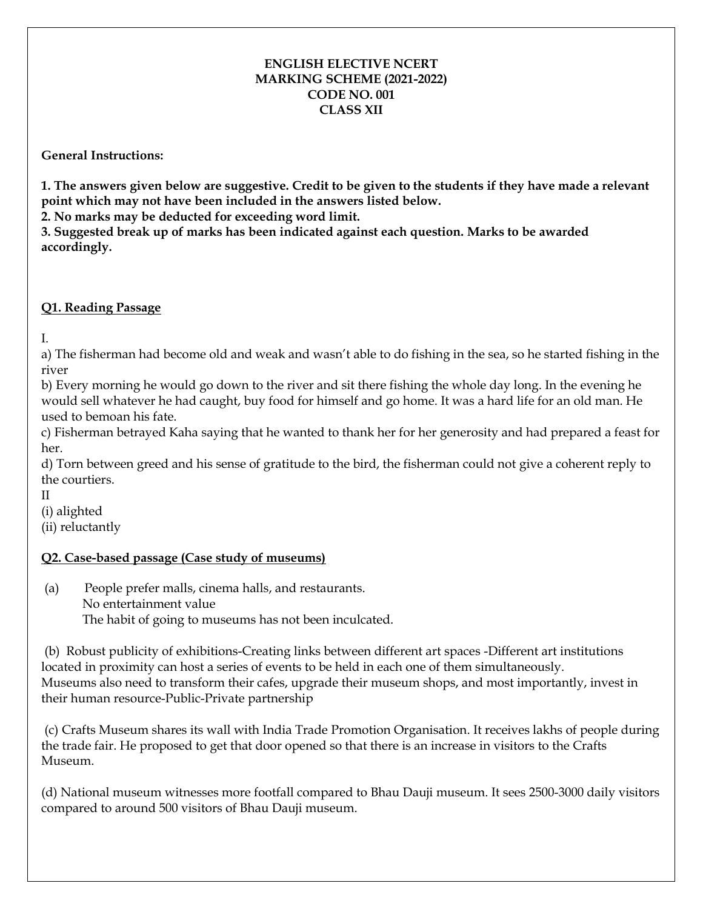**ENGLISH ELECTIVE NCERT**
**MARKING SCHEME (2021-2022)**
**CODE NO. 001**
**CLASS XII**

**General Instructions:**

**1. The answers given below are suggestive. Credit to be given to the students if they have made a relevant point which may not have been included in the answers listed below.**
**2. No marks may be deducted for exceeding word limit.**
**3. Suggested break up of marks has been indicated against each question. Marks to be awarded accordingly.**

## Q1. Reading Passage

I.

a) The fisherman had become old and weak and wasn't able to do fishing in the sea, so he started fishing in the river

b) Every morning he would go down to the river and sit there fishing the whole day long. In the evening he would sell whatever he had caught, buy food for himself and go home. It was a hard life for an old man. He used to bemoan his fate.

c) Fisherman betrayed Kaha saying that he wanted to thank her for her generosity and had prepared a feast for her.

d) Torn between greed and his sense of gratitude to the bird, the fisherman could not give a coherent reply to the courtiers.

II

(i) alighted

(ii) reluctantly

## Q2. Case-based passage (Case study of museums)

(a) People prefer malls, cinema halls, and restaurants.
No entertainment value
The habit of going to museums has not been inculcated.

(b) Robust publicity of exhibitions-Creating links between different art spaces -Different art institutions located in proximity can host a series of events to be held in each one of them simultaneously.
Museums also need to transform their cafes, upgrade their museum shops, and most importantly, invest in their human resource-Public-Private partnership

(c) Crafts Museum shares its wall with India Trade Promotion Organisation. It receives lakhs of people during the trade fair. He proposed to get that door opened so that there is an increase in visitors to the Crafts Museum.

(d) National museum witnesses more footfall compared to Bhau Dauji museum. It sees 2500-3000 daily visitors compared to around 500 visitors of Bhau Dauji museum.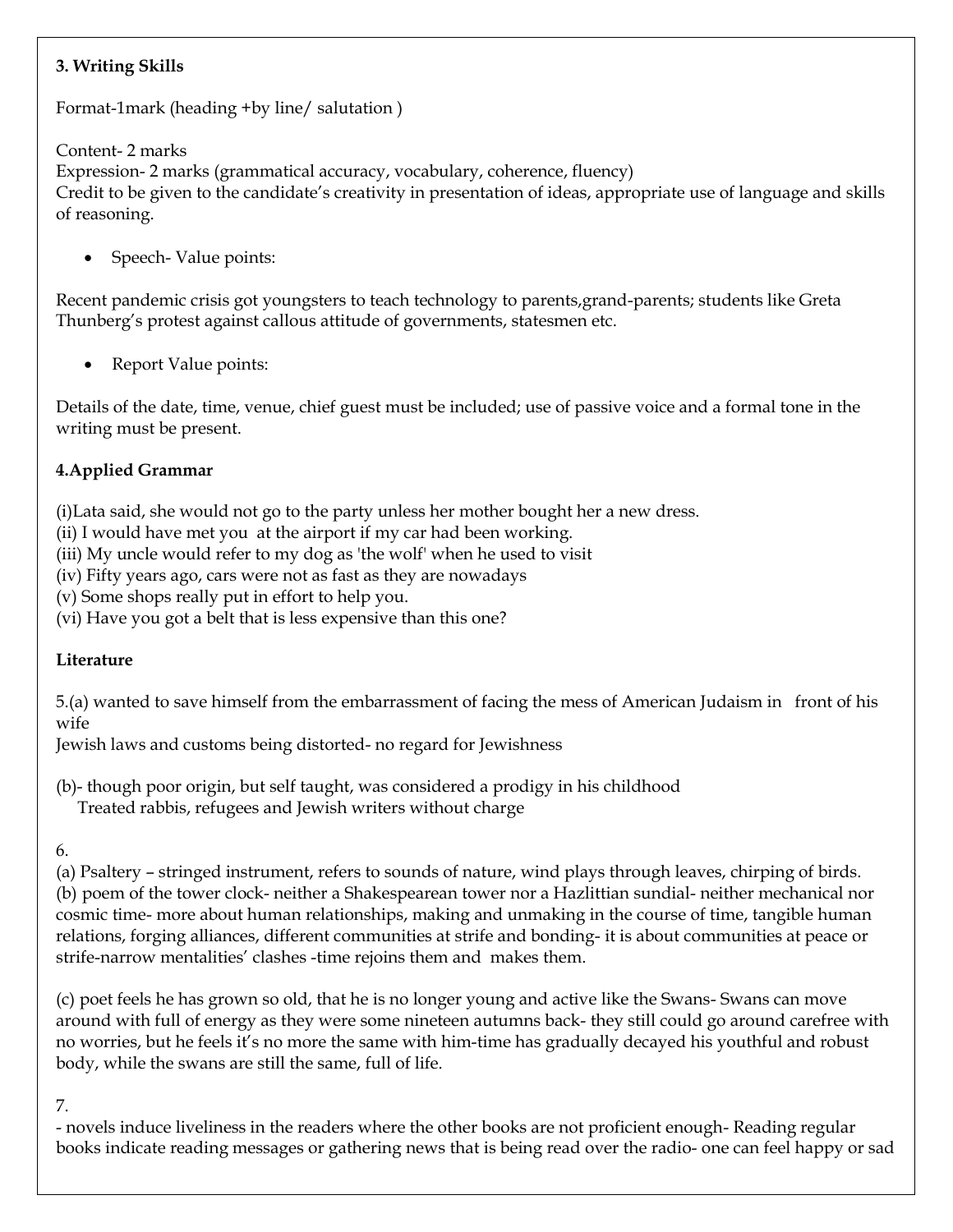**3. Writing Skills**

Format-1mark (heading +by line/ salutation )

Content- 2 marks
Expression- 2 marks (grammatical accuracy, vocabulary, coherence, fluency)
Credit to be given to the candidate's creativity in presentation of ideas, appropriate use of language and skills of reasoning.

- Speech- Value points:

Recent pandemic crisis got youngsters to teach technology to parents,grand-parents; students like Greta Thunberg's protest against callous attitude of governments, statesmen etc.

- Report Value points:

Details of the date, time, venue, chief guest must be included; use of passive voice and a formal tone in the writing must be present.

**4.Applied Grammar**

(i)Lata said, she would not go to the party unless her mother bought her a new dress.
(ii) I would have met you at the airport if my car had been working.
(iii) My uncle would refer to my dog as 'the wolf' when he used to visit
(iv) Fifty years ago, cars were not as fast as they are nowadays
(v) Some shops really put in effort to help you.
(vi) Have you got a belt that is less expensive than this one?

**Literature**

5.(a) wanted to save himself from the embarrassment of facing the mess of American Judaism in front of his wife
Jewish laws and customs being distorted- no regard for Jewishness

(b)- though poor origin, but self taught, was considered a prodigy in his childhood
Treated rabbis, refugees and Jewish writers without charge

6.

(a) Psaltery – stringed instrument, refers to sounds of nature, wind plays through leaves, chirping of birds.
(b) poem of the tower clock- neither a Shakespearean tower nor a Hazlittian sundial- neither mechanical nor cosmic time- more about human relationships, making and unmaking in the course of time, tangible human relations, forging alliances, different communities at strife and bonding- it is about communities at peace or strife-narrow mentalities' clashes -time rejoins them and makes them.

(c) poet feels he has grown so old, that he is no longer young and active like the Swans- Swans can move around with full of energy as they were some nineteen autumns back- they still could go around carefree with no worries, but he feels it's no more the same with him-time has gradually decayed his youthful and robust body, while the swans are still the same, full of life.

7.

- novels induce liveliness in the readers where the other books are not proficient enough- Reading regular books indicate reading messages or gathering news that is being read over the radio- one can feel happy or sad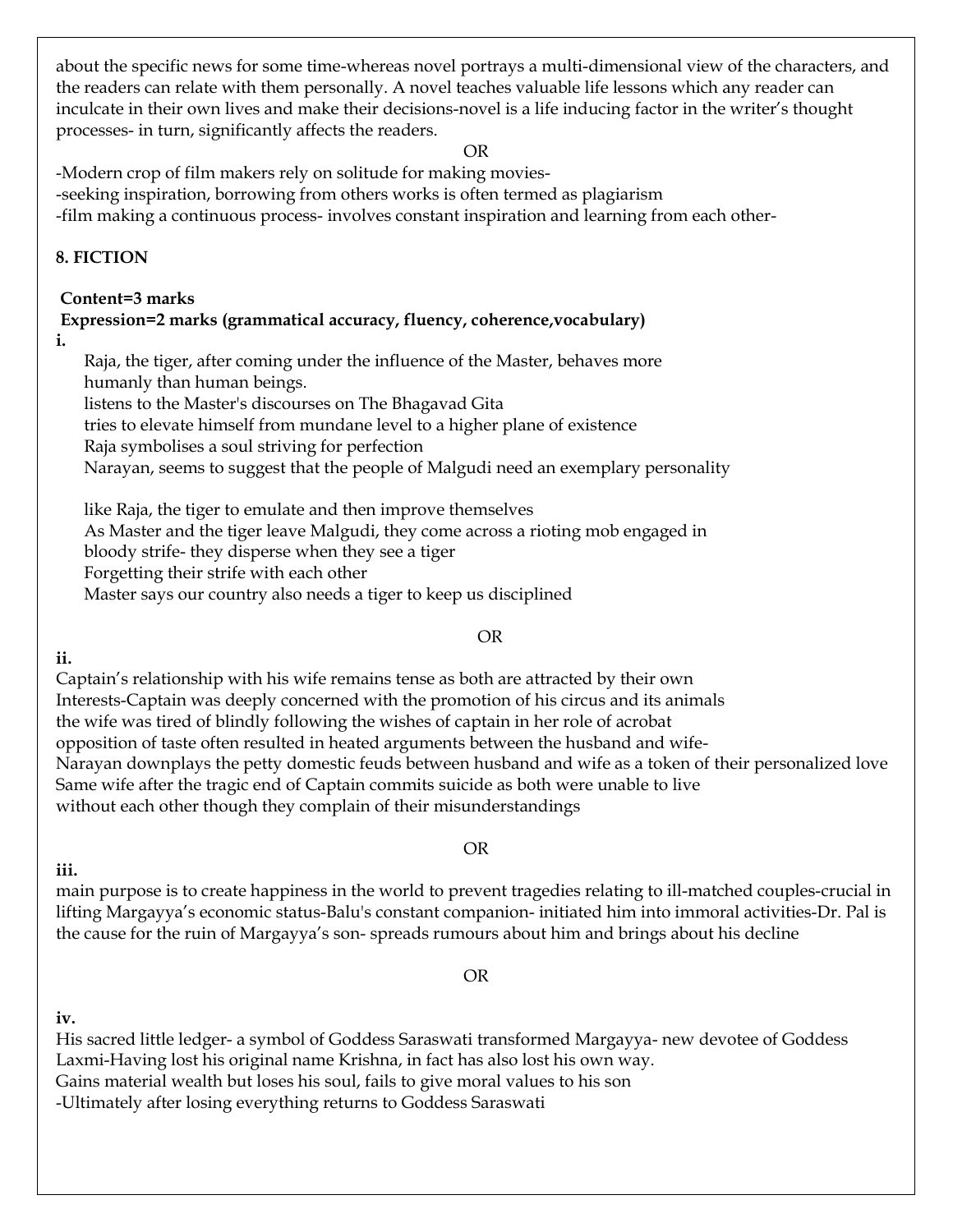about the specific news for some time-whereas novel portrays a multi-dimensional view of the characters, and the readers can relate with them personally. A novel teaches valuable life lessons which any reader can inculcate in their own lives and make their decisions-novel is a life inducing factor in the writer's thought processes- in turn, significantly affects the readers.

OR

-Modern crop of film makers rely on solitude for making movies-
-seeking inspiration, borrowing from others works is often termed as plagiarism
-film making a continuous process- involves constant inspiration and learning from each other-

**8. FICTION**

**Content=3 marks**
**Expression=2 marks (grammatical accuracy, fluency, coherence,vocabulary)**

**i.**

Raja, the tiger, after coming under the influence of the Master, behaves more humanly than human beings.
listens to the Master's discourses on The Bhagavad Gita
tries to elevate himself from mundane level to a higher plane of existence
Raja symbolises a soul striving for perfection
Narayan, seems to suggest that the people of Malgudi need an exemplary personality

like Raja, the tiger to emulate and then improve themselves
As Master and the tiger leave Malgudi, they come across a rioting mob engaged in bloody strife- they disperse when they see a tiger
Forgetting their strife with each other
Master says our country also needs a tiger to keep us disciplined

OR

**ii.**

Captain's relationship with his wife remains tense as both are attracted by their own
Interests-Captain was deeply concerned with the promotion of his circus and its animals
the wife was tired of blindly following the wishes of captain in her role of acrobat
opposition of taste often resulted in heated arguments between the husband and wife-
Narayan downplays the petty domestic feuds between husband and wife as a token of their personalized love
Same wife after the tragic end of Captain commits suicide as both were unable to live
without each other though they complain of their misunderstandings

OR

**iii.**

main purpose is to create happiness in the world to prevent tragedies relating to ill-matched couples-crucial in lifting Margayya's economic status-Balu's constant companion- initiated him into immoral activities-Dr. Pal is the cause for the ruin of Margayya's son- spreads rumours about him and brings about his decline

OR

**iv.**

His sacred little ledger- a symbol of Goddess Saraswati transformed Margayya- new devotee of Goddess Laxmi-Having lost his original name Krishna, in fact has also lost his own way.
Gains material wealth but loses his soul, fails to give moral values to his son
-Ultimately after losing everything returns to Goddess Saraswati